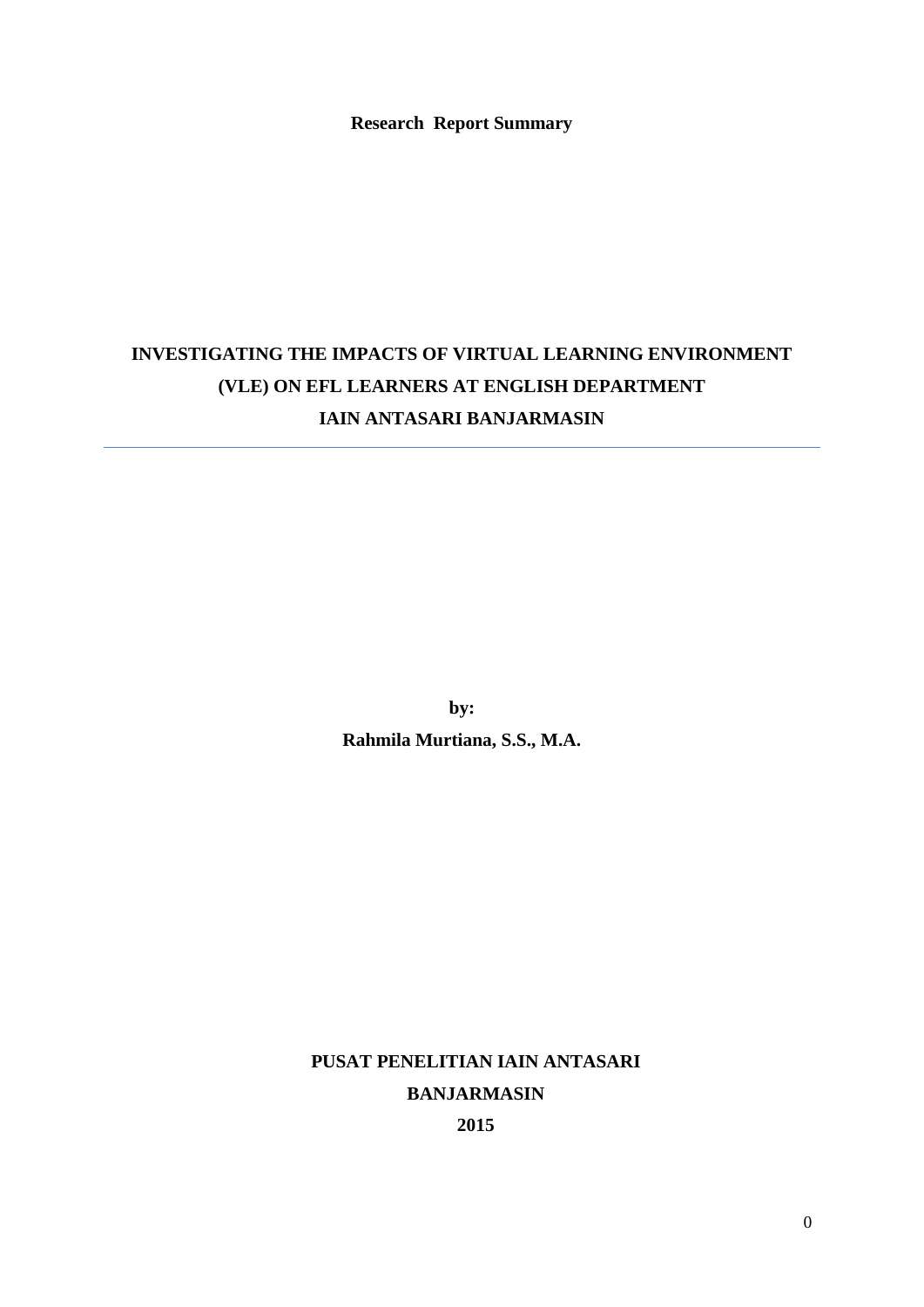**Research Report Summary**

# INVESTIGATING THE IMPACTS OF VIRTUAL LEARNING ENVIRONMENT (VLE) ON EFL LEARNERS AT ENGLISH DEPARTMENT IAIN ANTASARI BANJARMASIN

---

**by:**

**Rahmila Murtiana, S.S., M.A.**

**PUSAT PENELITIAN IAIN ANTASARI**

**BANJARMASIN**

**2015**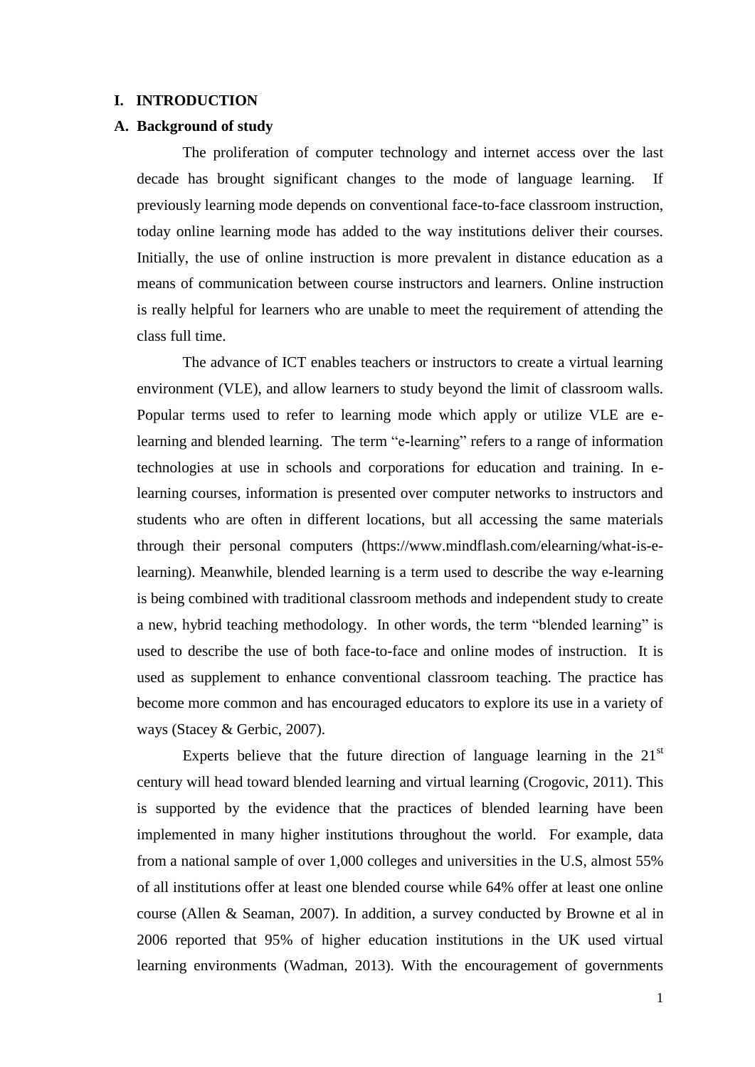# I. INTRODUCTION

## A. Background of study

The proliferation of computer technology and internet access over the last decade has brought significant changes to the mode of language learning. If previously learning mode depends on conventional face-to-face classroom instruction, today online learning mode has added to the way institutions deliver their courses. Initially, the use of online instruction is more prevalent in distance education as a means of communication between course instructors and learners. Online instruction is really helpful for learners who are unable to meet the requirement of attending the class full time.

The advance of ICT enables teachers or instructors to create a virtual learning environment (VLE), and allow learners to study beyond the limit of classroom walls. Popular terms used to refer to learning mode which apply or utilize VLE are e-learning and blended learning. The term "e-learning" refers to a range of information technologies at use in schools and corporations for education and training. In e-learning courses, information is presented over computer networks to instructors and students who are often in different locations, but all accessing the same materials through their personal computers (https://www.mindflash.com/elearning/what-is-e-learning). Meanwhile, blended learning is a term used to describe the way e-learning is being combined with traditional classroom methods and independent study to create a new, hybrid teaching methodology. In other words, the term "blended learning" is used to describe the use of both face-to-face and online modes of instruction. It is used as supplement to enhance conventional classroom teaching. The practice has become more common and has encouraged educators to explore its use in a variety of ways (Stacey & Gerbic, 2007).

Experts believe that the future direction of language learning in the 21st century will head toward blended learning and virtual learning (Crogovic, 2011). This is supported by the evidence that the practices of blended learning have been implemented in many higher institutions throughout the world. For example, data from a national sample of over 1,000 colleges and universities in the U.S, almost 55% of all institutions offer at least one blended course while 64% offer at least one online course (Allen & Seaman, 2007). In addition, a survey conducted by Browne et al in 2006 reported that 95% of higher education institutions in the UK used virtual learning environments (Wadman, 2013). With the encouragement of governments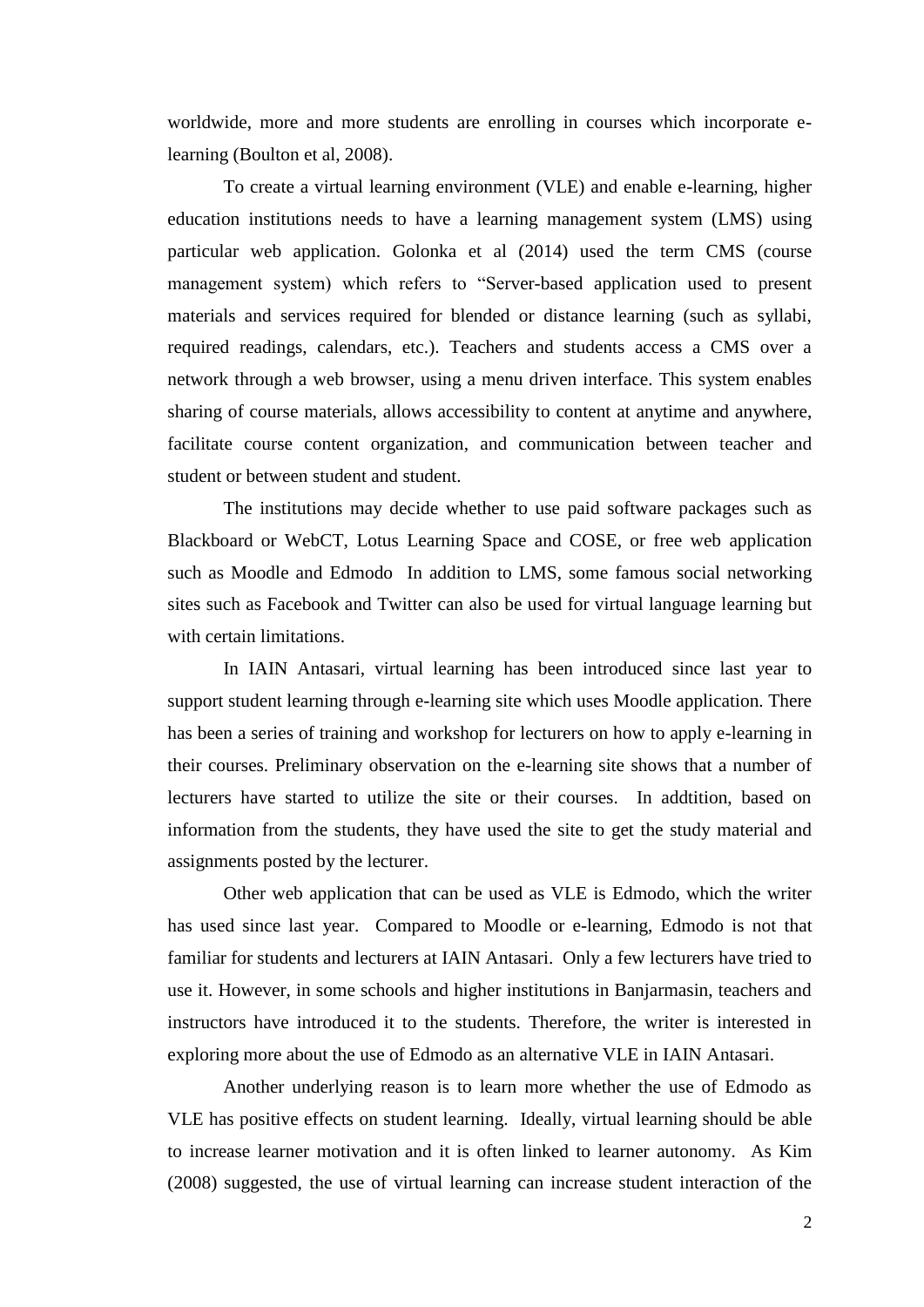worldwide, more and more students are enrolling in courses which incorporate e-learning (Boulton et al, 2008).

To create a virtual learning environment (VLE) and enable e-learning, higher education institutions needs to have a learning management system (LMS) using particular web application. Golonka et al (2014) used the term CMS (course management system) which refers to "Server-based application used to present materials and services required for blended or distance learning (such as syllabi, required readings, calendars, etc.). Teachers and students access a CMS over a network through a web browser, using a menu driven interface. This system enables sharing of course materials, allows accessibility to content at anytime and anywhere, facilitate course content organization, and communication between teacher and student or between student and student.

The institutions may decide whether to use paid software packages such as Blackboard or WebCT, Lotus Learning Space and COSE, or free web application such as Moodle and Edmodo In addition to LMS, some famous social networking sites such as Facebook and Twitter can also be used for virtual language learning but with certain limitations.

In IAIN Antasari, virtual learning has been introduced since last year to support student learning through e-learning site which uses Moodle application. There has been a series of training and workshop for lecturers on how to apply e-learning in their courses. Preliminary observation on the e-learning site shows that a number of lecturers have started to utilize the site or their courses. In addtition, based on information from the students, they have used the site to get the study material and assignments posted by the lecturer.

Other web application that can be used as VLE is Edmodo, which the writer has used since last year. Compared to Moodle or e-learning, Edmodo is not that familiar for students and lecturers at IAIN Antasari. Only a few lecturers have tried to use it. However, in some schools and higher institutions in Banjarmasin, teachers and instructors have introduced it to the students. Therefore, the writer is interested in exploring more about the use of Edmodo as an alternative VLE in IAIN Antasari.

Another underlying reason is to learn more whether the use of Edmodo as VLE has positive effects on student learning. Ideally, virtual learning should be able to increase learner motivation and it is often linked to learner autonomy. As Kim (2008) suggested, the use of virtual learning can increase student interaction of the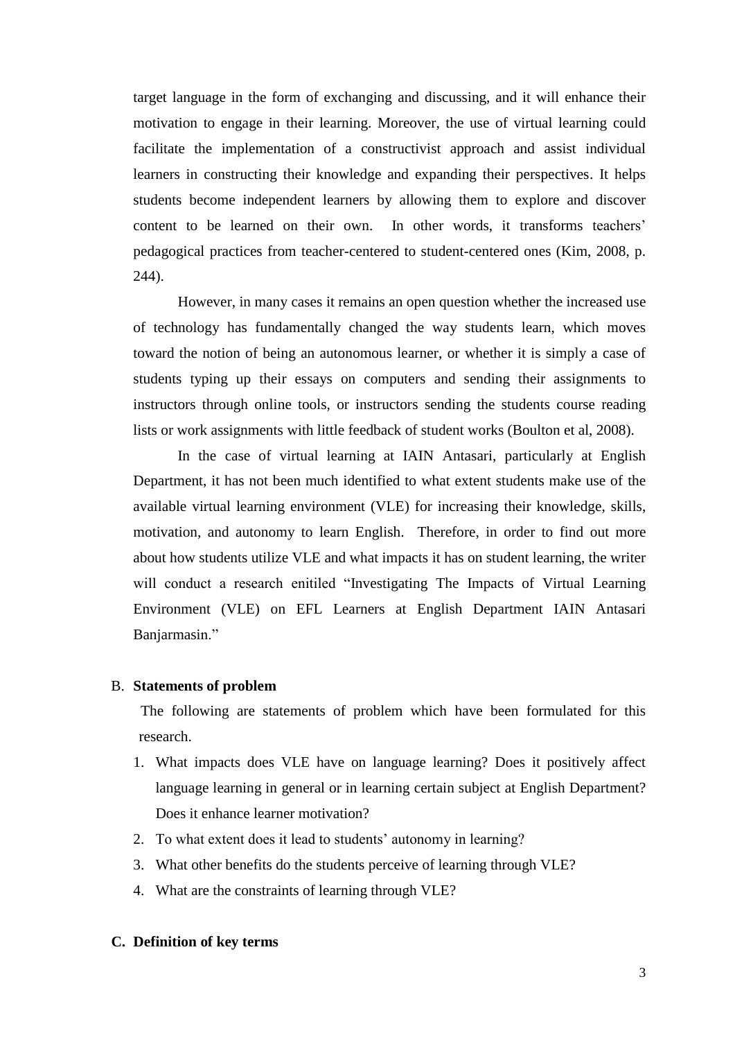target language in the form of exchanging and discussing, and it will enhance their motivation to engage in their learning. Moreover, the use of virtual learning could facilitate the implementation of a constructivist approach and assist individual learners in constructing their knowledge and expanding their perspectives. It helps students become independent learners by allowing them to explore and discover content to be learned on their own. In other words, it transforms teachers' pedagogical practices from teacher-centered to student-centered ones (Kim, 2008, p. 244).

However, in many cases it remains an open question whether the increased use of technology has fundamentally changed the way students learn, which moves toward the notion of being an autonomous learner, or whether it is simply a case of students typing up their essays on computers and sending their assignments to instructors through online tools, or instructors sending the students course reading lists or work assignments with little feedback of student works (Boulton et al, 2008).

In the case of virtual learning at IAIN Antasari, particularly at English Department, it has not been much identified to what extent students make use of the available virtual learning environment (VLE) for increasing their knowledge, skills, motivation, and autonomy to learn English. Therefore, in order to find out more about how students utilize VLE and what impacts it has on student learning, the writer will conduct a research enitiled "Investigating The Impacts of Virtual Learning Environment (VLE) on EFL Learners at English Department IAIN Antasari Banjarmasin."

## B. Statements of problem

The following are statements of problem which have been formulated for this research.

1. What impacts does VLE have on language learning? Does it positively affect language learning in general or in learning certain subject at English Department? Does it enhance learner motivation?
2. To what extent does it lead to students' autonomy in learning?
3. What other benefits do the students perceive of learning through VLE?
4. What are the constraints of learning through VLE?

## C. Definition of key terms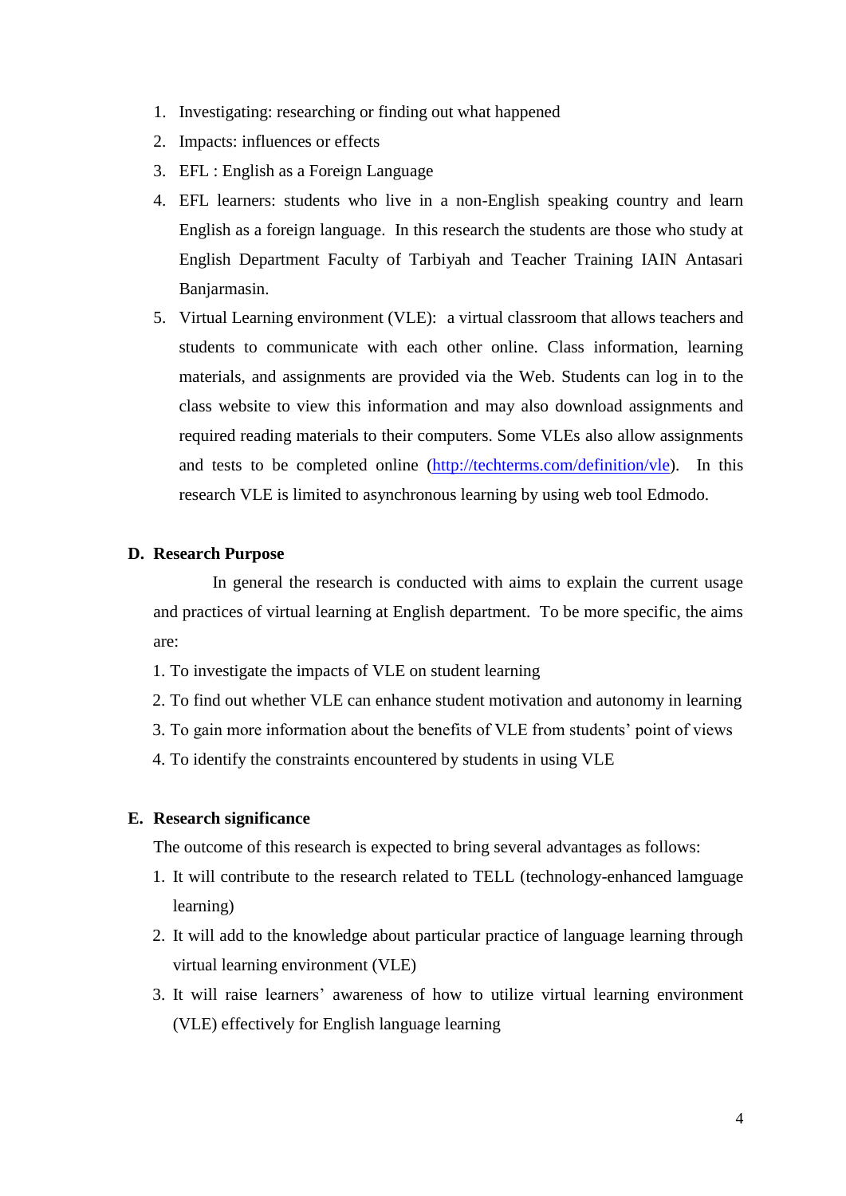1. Investigating: researching or finding out what happened
2. Impacts: influences or effects
3. EFL : English as a Foreign Language
4. EFL learners: students who live in a non-English speaking country and learn English as a foreign language. In this research the students are those who study at English Department Faculty of Tarbiyah and Teacher Training IAIN Antasari Banjarmasin.
5. Virtual Learning environment (VLE): a virtual classroom that allows teachers and students to communicate with each other online. Class information, learning materials, and assignments are provided via the Web. Students can log in to the class website to view this information and may also download assignments and required reading materials to their computers. Some VLEs also allow assignments and tests to be completed online (http://techterms.com/definition/vle). In this research VLE is limited to asynchronous learning by using web tool Edmodo.

## D. Research Purpose

In general the research is conducted with aims to explain the current usage and practices of virtual learning at English department. To be more specific, the aims are:

1. To investigate the impacts of VLE on student learning
2. To find out whether VLE can enhance student motivation and autonomy in learning
3. To gain more information about the benefits of VLE from students' point of views
4. To identify the constraints encountered by students in using VLE

## E. Research significance

The outcome of this research is expected to bring several advantages as follows:

1. It will contribute to the research related to TELL (technology-enhanced lamguage learning)
2. It will add to the knowledge about particular practice of language learning through virtual learning environment (VLE)
3. It will raise learners' awareness of how to utilize virtual learning environment (VLE) effectively for English language learning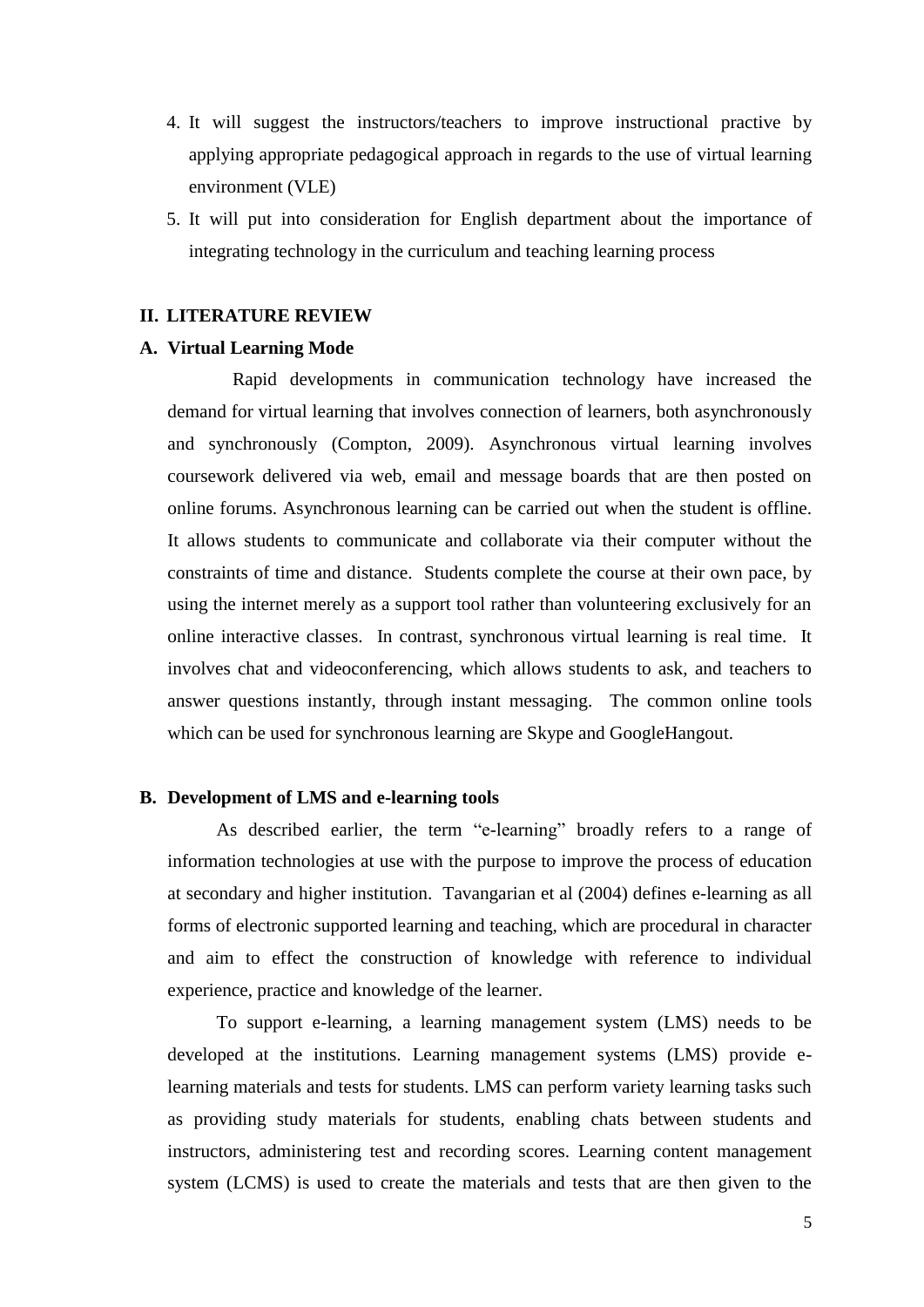4. It will suggest the instructors/teachers to improve instructional practive by applying appropriate pedagogical approach in regards to the use of virtual learning environment (VLE)
5. It will put into consideration for English department about the importance of integrating technology in the curriculum and teaching learning process

## II. LITERATURE REVIEW

### A. Virtual Learning Mode

Rapid developments in communication technology have increased the demand for virtual learning that involves connection of learners, both asynchronously and synchronously (Compton, 2009). Asynchronous virtual learning involves coursework delivered via web, email and message boards that are then posted on online forums. Asynchronous learning can be carried out when the student is offline. It allows students to communicate and collaborate via their computer without the constraints of time and distance. Students complete the course at their own pace, by using the internet merely as a support tool rather than volunteering exclusively for an online interactive classes. In contrast, synchronous virtual learning is real time. It involves chat and videoconferencing, which allows students to ask, and teachers to answer questions instantly, through instant messaging. The common online tools which can be used for synchronous learning are Skype and GoogleHangout.

### B. Development of LMS and e-learning tools

As described earlier, the term "e-learning" broadly refers to a range of information technologies at use with the purpose to improve the process of education at secondary and higher institution. Tavangarian et al (2004) defines e-learning as all forms of electronic supported learning and teaching, which are procedural in character and aim to effect the construction of knowledge with reference to individual experience, practice and knowledge of the learner.

To support e-learning, a learning management system (LMS) needs to be developed at the institutions. Learning management systems (LMS) provide e-learning materials and tests for students. LMS can perform variety learning tasks such as providing study materials for students, enabling chats between students and instructors, administering test and recording scores. Learning content management system (LCMS) is used to create the materials and tests that are then given to the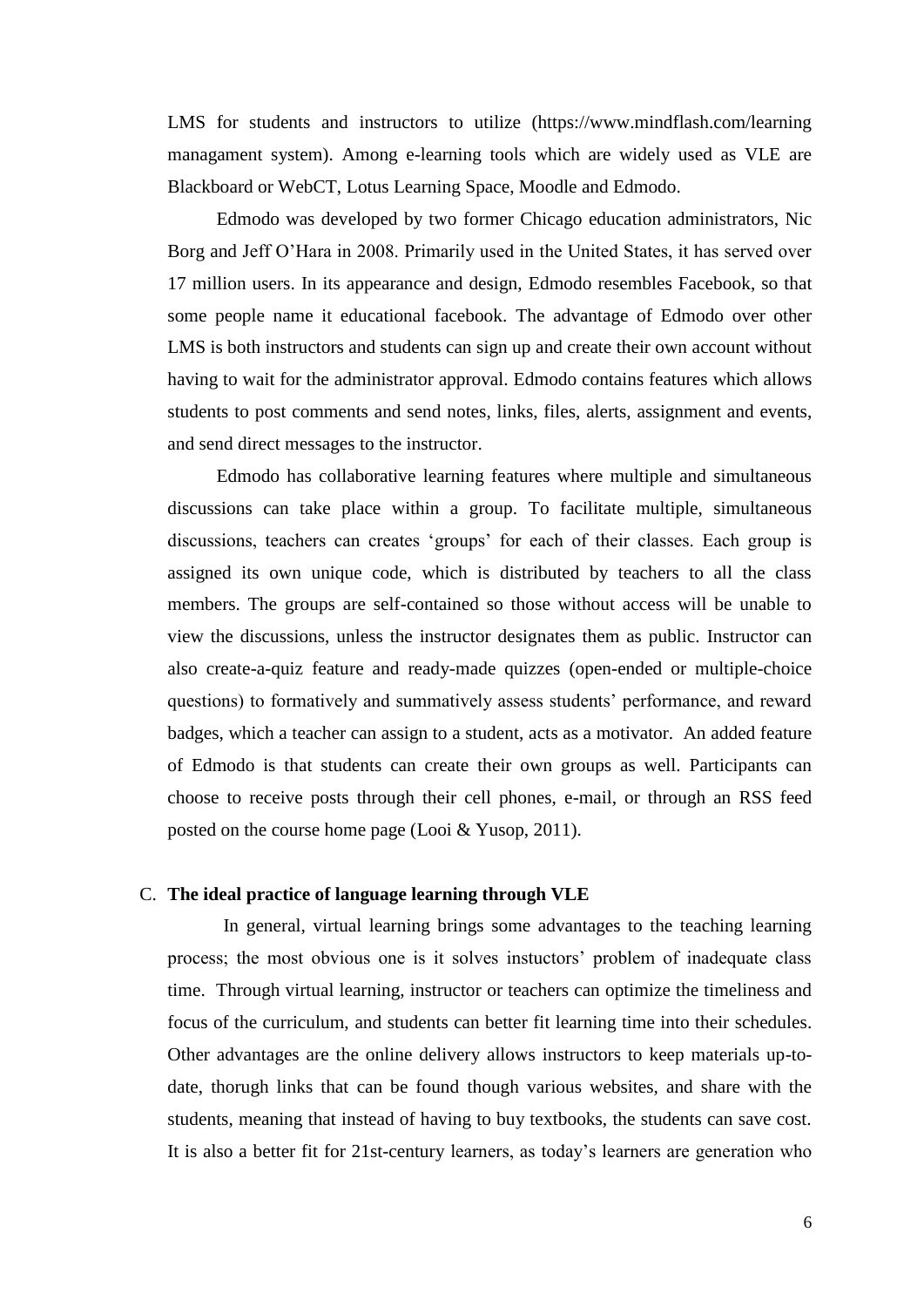LMS for students and instructors to utilize (https://www.mindflash.com/learning managament system). Among e-learning tools which are widely used as VLE are Blackboard or WebCT, Lotus Learning Space, Moodle and Edmodo.

Edmodo was developed by two former Chicago education administrators, Nic Borg and Jeff O'Hara in 2008. Primarily used in the United States, it has served over 17 million users. In its appearance and design, Edmodo resembles Facebook, so that some people name it educational facebook. The advantage of Edmodo over other LMS is both instructors and students can sign up and create their own account without having to wait for the administrator approval. Edmodo contains features which allows students to post comments and send notes, links, files, alerts, assignment and events, and send direct messages to the instructor.

Edmodo has collaborative learning features where multiple and simultaneous discussions can take place within a group. To facilitate multiple, simultaneous discussions, teachers can creates 'groups' for each of their classes. Each group is assigned its own unique code, which is distributed by teachers to all the class members. The groups are self-contained so those without access will be unable to view the discussions, unless the instructor designates them as public. Instructor can also create-a-quiz feature and ready-made quizzes (open-ended or multiple-choice questions) to formatively and summatively assess students' performance, and reward badges, which a teacher can assign to a student, acts as a motivator. An added feature of Edmodo is that students can create their own groups as well. Participants can choose to receive posts through their cell phones, e-mail, or through an RSS feed posted on the course home page (Looi & Yusop, 2011).

### C. The ideal practice of language learning through VLE

In general, virtual learning brings some advantages to the teaching learning process; the most obvious one is it solves instuctors' problem of inadequate class time. Through virtual learning, instructor or teachers can optimize the timeliness and focus of the curriculum, and students can better fit learning time into their schedules. Other advantages are the online delivery allows instructors to keep materials up-to-date, thorugh links that can be found though various websites, and share with the students, meaning that instead of having to buy textbooks, the students can save cost. It is also a better fit for 21st-century learners, as today's learners are generation who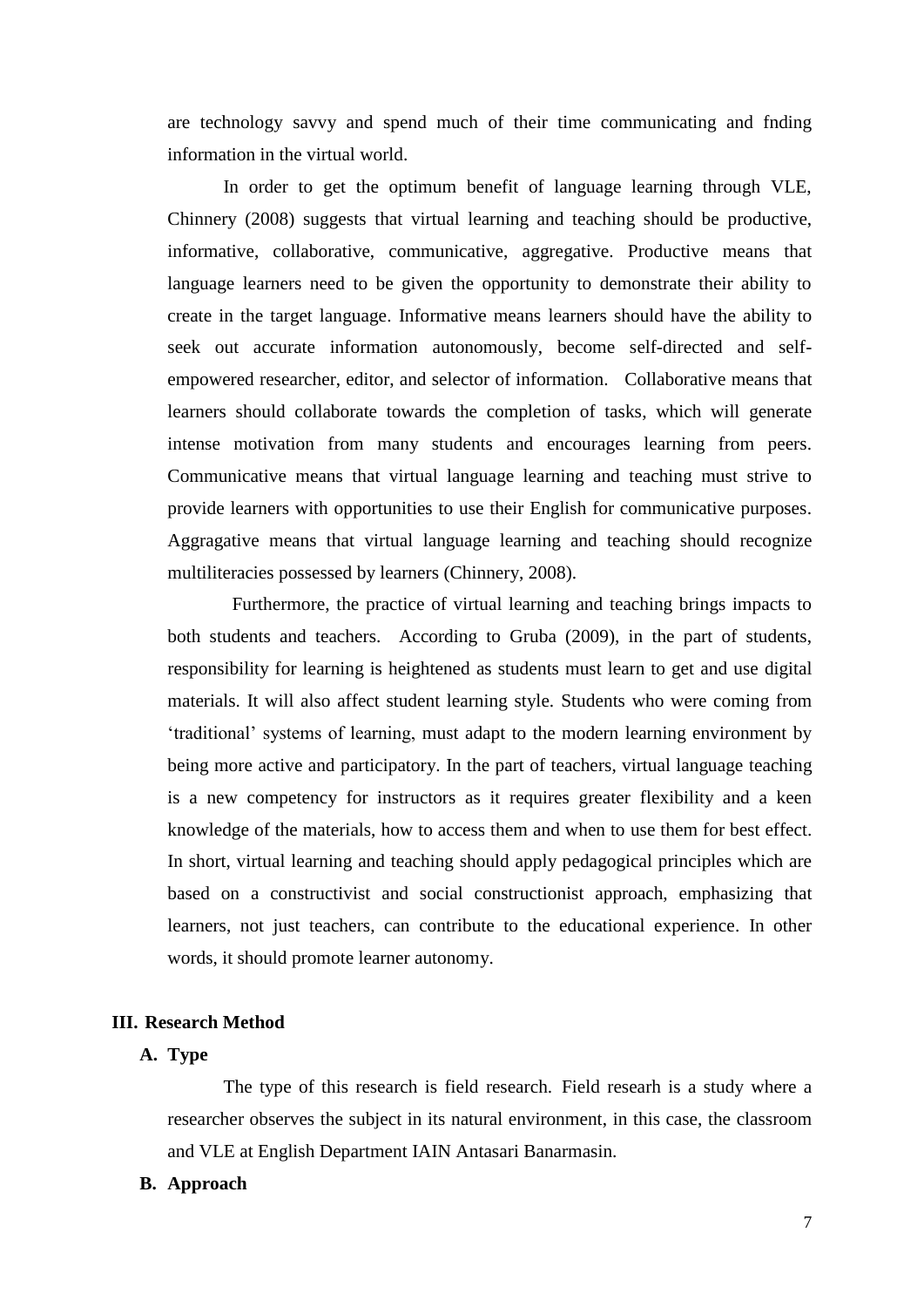are technology savvy and spend much of their time communicating and fnding information in the virtual world.

In order to get the optimum benefit of language learning through VLE, Chinnery (2008) suggests that virtual learning and teaching should be productive, informative, collaborative, communicative, aggregative. Productive means that language learners need to be given the opportunity to demonstrate their ability to create in the target language. Informative means learners should have the ability to seek out accurate information autonomously, become self-directed and self-empowered researcher, editor, and selector of information. Collaborative means that learners should collaborate towards the completion of tasks, which will generate intense motivation from many students and encourages learning from peers. Communicative means that virtual language learning and teaching must strive to provide learners with opportunities to use their English for communicative purposes. Aggragative means that virtual language learning and teaching should recognize multiliteracies possessed by learners (Chinnery, 2008).

Furthermore, the practice of virtual learning and teaching brings impacts to both students and teachers. According to Gruba (2009), in the part of students, responsibility for learning is heightened as students must learn to get and use digital materials. It will also affect student learning style. Students who were coming from 'traditional' systems of learning, must adapt to the modern learning environment by being more active and participatory. In the part of teachers, virtual language teaching is a new competency for instructors as it requires greater flexibility and a keen knowledge of the materials, how to access them and when to use them for best effect. In short, virtual learning and teaching should apply pedagogical principles which are based on a constructivist and social constructionist approach, emphasizing that learners, not just teachers, can contribute to the educational experience. In other words, it should promote learner autonomy.

## III. Research Method

### A. Type

The type of this research is field research. Field researh is a study where a researcher observes the subject in its natural environment, in this case, the classroom and VLE at English Department IAIN Antasari Banarmasin.

### B. Approach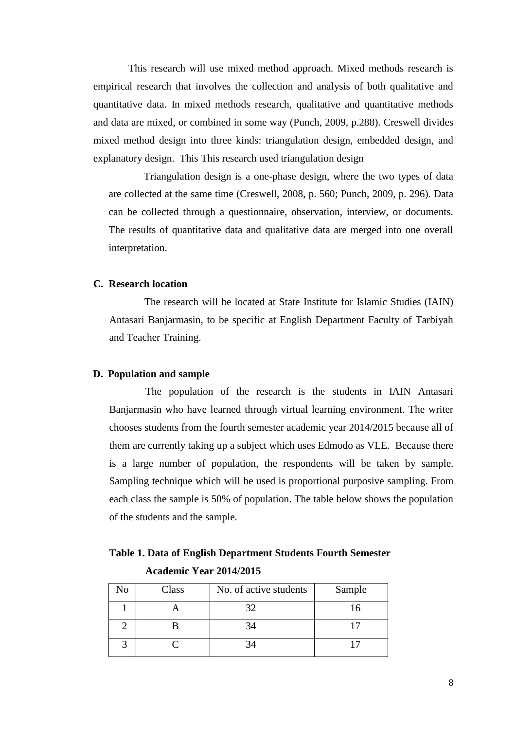This research will use mixed method approach. Mixed methods research is empirical research that involves the collection and analysis of both qualitative and quantitative data. In mixed methods research, qualitative and quantitative methods and data are mixed, or combined in some way (Punch, 2009, p.288). Creswell divides mixed method design into three kinds: triangulation design, embedded design, and explanatory design. This This research used triangulation design

Triangulation design is a one-phase design, where the two types of data are collected at the same time (Creswell, 2008, p. 560; Punch, 2009, p. 296). Data can be collected through a questionnaire, observation, interview, or documents. The results of quantitative data and qualitative data are merged into one overall interpretation.

### C. Research location

The research will be located at State Institute for Islamic Studies (IAIN) Antasari Banjarmasin, to be specific at English Department Faculty of Tarbiyah and Teacher Training.

### D. Population and sample

The population of the research is the students in IAIN Antasari Banjarmasin who have learned through virtual learning environment. The writer chooses students from the fourth semester academic year 2014/2015 because all of them are currently taking up a subject which uses Edmodo as VLE. Because there is a large number of population, the respondents will be taken by sample. Sampling technique which will be used is proportional purposive sampling. From each class the sample is 50% of population. The table below shows the population of the students and the sample.

**Table 1. Data of English Department Students Fourth Semester Academic Year 2014/2015**

| No | Class | No. of active students | Sample |
|---|---|---|---|
| 1 | A | 32 | 16 |
| 2 | B | 34 | 17 |
| 3 | C | 34 | 17 |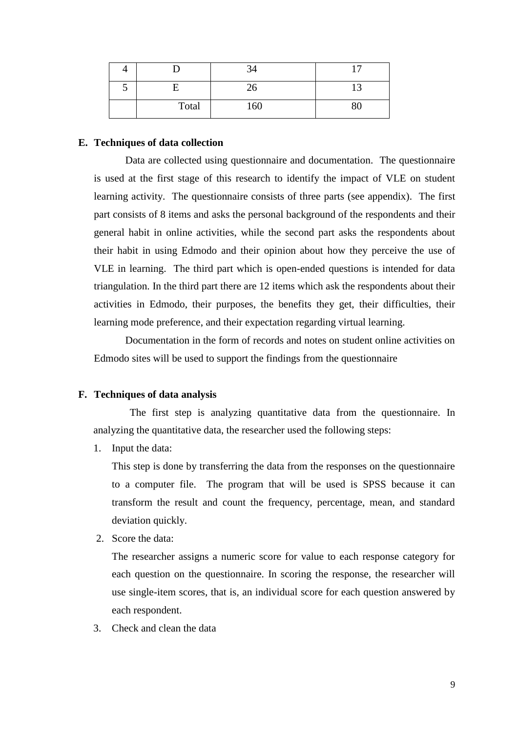| 4 | D | 34 | 17 |
|---|---|---|---|
| 5 | E | 26 | 13 |
| | Total | 160 | 80 |

**E. Techniques of data collection**

Data are collected using questionnaire and documentation. The questionnaire is used at the first stage of this research to identify the impact of VLE on student learning activity. The questionnaire consists of three parts (see appendix). The first part consists of 8 items and asks the personal background of the respondents and their general habit in online activities, while the second part asks the respondents about their habit in using Edmodo and their opinion about how they perceive the use of VLE in learning. The third part which is open-ended questions is intended for data triangulation. In the third part there are 12 items which ask the respondents about their activities in Edmodo, their purposes, the benefits they get, their difficulties, their learning mode preference, and their expectation regarding virtual learning.

Documentation in the form of records and notes on student online activities on Edmodo sites will be used to support the findings from the questionnaire

**F. Techniques of data analysis**

The first step is analyzing quantitative data from the questionnaire. In analyzing the quantitative data, the researcher used the following steps:

1. Input the data:

   This step is done by transferring the data from the responses on the questionnaire to a computer file. The program that will be used is SPSS because it can transform the result and count the frequency, percentage, mean, and standard deviation quickly.

2. Score the data:

   The researcher assigns a numeric score for value to each response category for each question on the questionnaire. In scoring the response, the researcher will use single-item scores, that is, an individual score for each question answered by each respondent.

3. Check and clean the data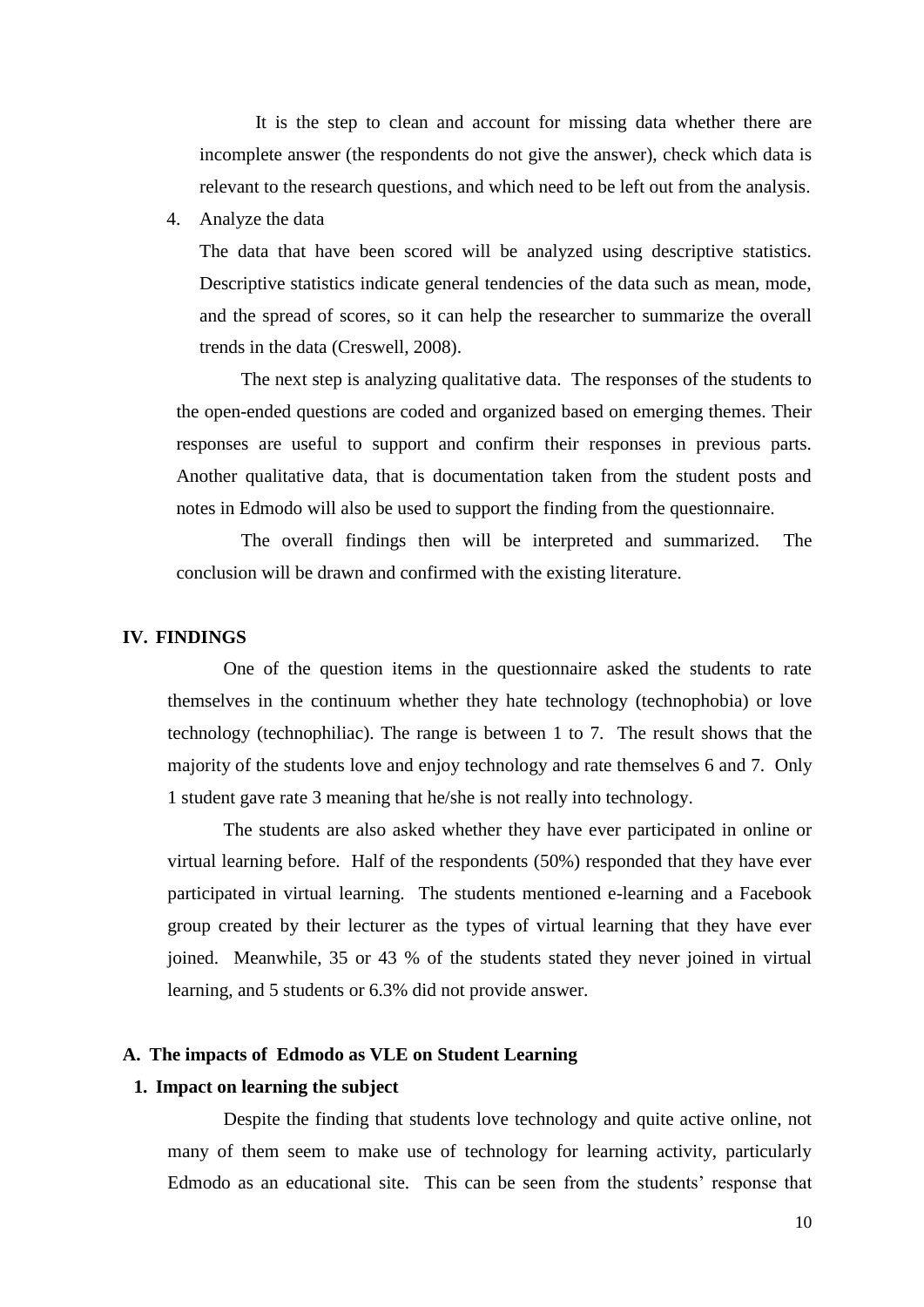It is the step to clean and account for missing data whether there are incomplete answer (the respondents do not give the answer), check which data is relevant to the research questions, and which need to be left out from the analysis.

4. Analyze the data

The data that have been scored will be analyzed using descriptive statistics. Descriptive statistics indicate general tendencies of the data such as mean, mode, and the spread of scores, so it can help the researcher to summarize the overall trends in the data (Creswell, 2008).

The next step is analyzing qualitative data. The responses of the students to the open-ended questions are coded and organized based on emerging themes. Their responses are useful to support and confirm their responses in previous parts. Another qualitative data, that is documentation taken from the student posts and notes in Edmodo will also be used to support the finding from the questionnaire.

The overall findings then will be interpreted and summarized. The conclusion will be drawn and confirmed with the existing literature.

## IV. FINDINGS

One of the question items in the questionnaire asked the students to rate themselves in the continuum whether they hate technology (technophobia) or love technology (technophiliac). The range is between 1 to 7. The result shows that the majority of the students love and enjoy technology and rate themselves 6 and 7. Only 1 student gave rate 3 meaning that he/she is not really into technology.

The students are also asked whether they have ever participated in online or virtual learning before. Half of the respondents (50%) responded that they have ever participated in virtual learning. The students mentioned e-learning and a Facebook group created by their lecturer as the types of virtual learning that they have ever joined. Meanwhile, 35 or 43 % of the students stated they never joined in virtual learning, and 5 students or 6.3% did not provide answer.

### A. The impacts of Edmodo as VLE on Student Learning

#### 1. Impact on learning the subject

Despite the finding that students love technology and quite active online, not many of them seem to make use of technology for learning activity, particularly Edmodo as an educational site. This can be seen from the students' response that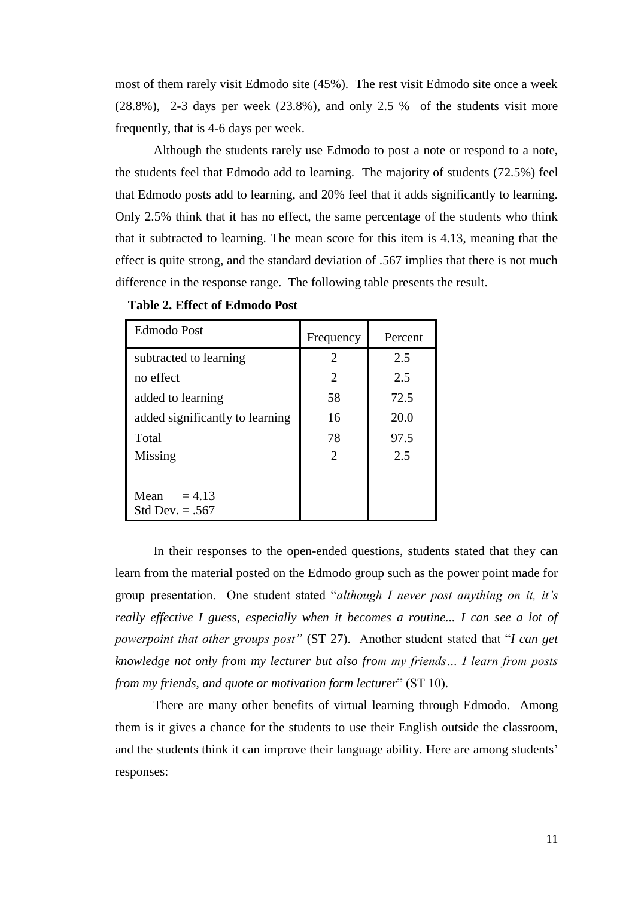most of them rarely visit Edmodo site (45%). The rest visit Edmodo site once a week (28.8%), 2-3 days per week (23.8%), and only 2.5 % of the students visit more frequently, that is 4-6 days per week.

Although the students rarely use Edmodo to post a note or respond to a note, the students feel that Edmodo add to learning. The majority of students (72.5%) feel that Edmodo posts add to learning, and 20% feel that it adds significantly to learning. Only 2.5% think that it has no effect, the same percentage of the students who think that it subtracted to learning. The mean score for this item is 4.13, meaning that the effect is quite strong, and the standard deviation of .567 implies that there is not much difference in the response range. The following table presents the result.

**Table 2. Effect of Edmodo Post**

| Edmodo Post | Frequency | Percent |
|---|---|---|
| subtracted to learning | 2 | 2.5 |
| no effect | 2 | 2.5 |
| added to learning | 58 | 72.5 |
| added significantly to learning | 16 | 20.0 |
| Total | 78 | 97.5 |
| Missing | 2 | 2.5 |
| Mean = 4.13<br>Std Dev. = .567 | | |

In their responses to the open-ended questions, students stated that they can learn from the material posted on the Edmodo group such as the power point made for group presentation. One student stated "*although I never post anything on it, it's really effective I guess, especially when it becomes a routine... I can see a lot of powerpoint that other groups post"* (ST 27). Another student stated that "*I can get knowledge not only from my lecturer but also from my friends… I learn from posts from my friends, and quote or motivation form lecturer*" (ST 10).

There are many other benefits of virtual learning through Edmodo. Among them is it gives a chance for the students to use their English outside the classroom, and the students think it can improve their language ability. Here are among students' responses: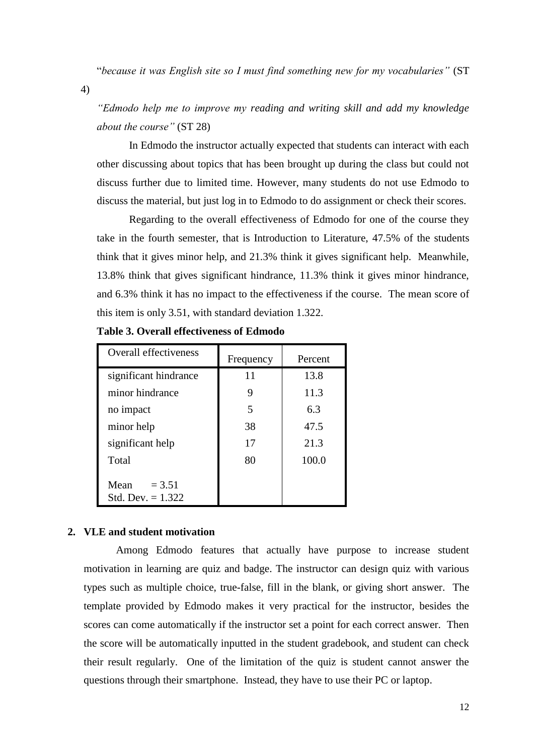"*because it was English site so I must find something new for my vocabularies"* (ST 4)

*"Edmodo help me to improve my reading and writing skill and add my knowledge about the course"* (ST 28)

In Edmodo the instructor actually expected that students can interact with each other discussing about topics that has been brought up during the class but could not discuss further due to limited time. However, many students do not use Edmodo to discuss the material, but just log in to Edmodo to do assignment or check their scores.

Regarding to the overall effectiveness of Edmodo for one of the course they take in the fourth semester, that is Introduction to Literature, 47.5% of the students think that it gives minor help, and 21.3% think it gives significant help. Meanwhile, 13.8% think that gives significant hindrance, 11.3% think it gives minor hindrance, and 6.3% think it has no impact to the effectiveness if the course. The mean score of this item is only 3.51, with standard deviation 1.322.

**Table 3. Overall effectiveness of Edmodo**

| Overall effectiveness | Frequency | Percent |
|---|---|---|
| significant hindrance | 11 | 13.8 |
| minor hindrance | 9 | 11.3 |
| no impact | 5 | 6.3 |
| minor help | 38 | 47.5 |
| significant help | 17 | 21.3 |
| Total | 80 | 100.0 |
| Mean = 3.51<br>Std. Dev. = 1.322 | | |

**2. VLE and student motivation**

Among Edmodo features that actually have purpose to increase student motivation in learning are quiz and badge. The instructor can design quiz with various types such as multiple choice, true-false, fill in the blank, or giving short answer. The template provided by Edmodo makes it very practical for the instructor, besides the scores can come automatically if the instructor set a point for each correct answer. Then the score will be automatically inputted in the student gradebook, and student can check their result regularly. One of the limitation of the quiz is student cannot answer the questions through their smartphone. Instead, they have to use their PC or laptop.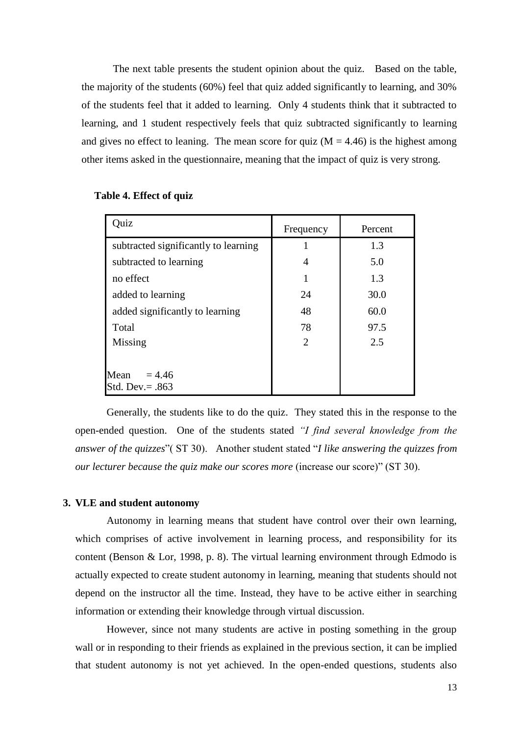The next table presents the student opinion about the quiz. Based on the table, the majority of the students (60%) feel that quiz added significantly to learning, and 30% of the students feel that it added to learning. Only 4 students think that it subtracted to learning, and 1 student respectively feels that quiz subtracted significantly to learning and gives no effect to leaning. The mean score for quiz ($M = 4.46$) is the highest among other items asked in the questionnaire, meaning that the impact of quiz is very strong.

**Table 4. Effect of quiz**

| Quiz | Frequency | Percent |
|---|---|---|
| subtracted significantly to learning | 1 | 1.3 |
| subtracted to learning | 4 | 5.0 |
| no effect | 1 | 1.3 |
| added to learning | 24 | 30.0 |
| added significantly to learning | 48 | 60.0 |
| Total | 78 | 97.5 |
| Missing | 2 | 2.5 |
| Mean = 4.46<br>Std. Dev.= .863 | | |

Generally, the students like to do the quiz. They stated this in the response to the open-ended question. One of the students stated *"I find several knowledge from the answer of the quizzes*"( ST 30). Another student stated "*I like answering the quizzes from our lecturer because the quiz make our scores more* (increase our score)" (ST 30).

### 3. VLE and student autonomy

Autonomy in learning means that student have control over their own learning, which comprises of active involvement in learning process, and responsibility for its content (Benson & Lor, 1998, p. 8). The virtual learning environment through Edmodo is actually expected to create student autonomy in learning, meaning that students should not depend on the instructor all the time. Instead, they have to be active either in searching information or extending their knowledge through virtual discussion.

However, since not many students are active in posting something in the group wall or in responding to their friends as explained in the previous section, it can be implied that student autonomy is not yet achieved. In the open-ended questions, students also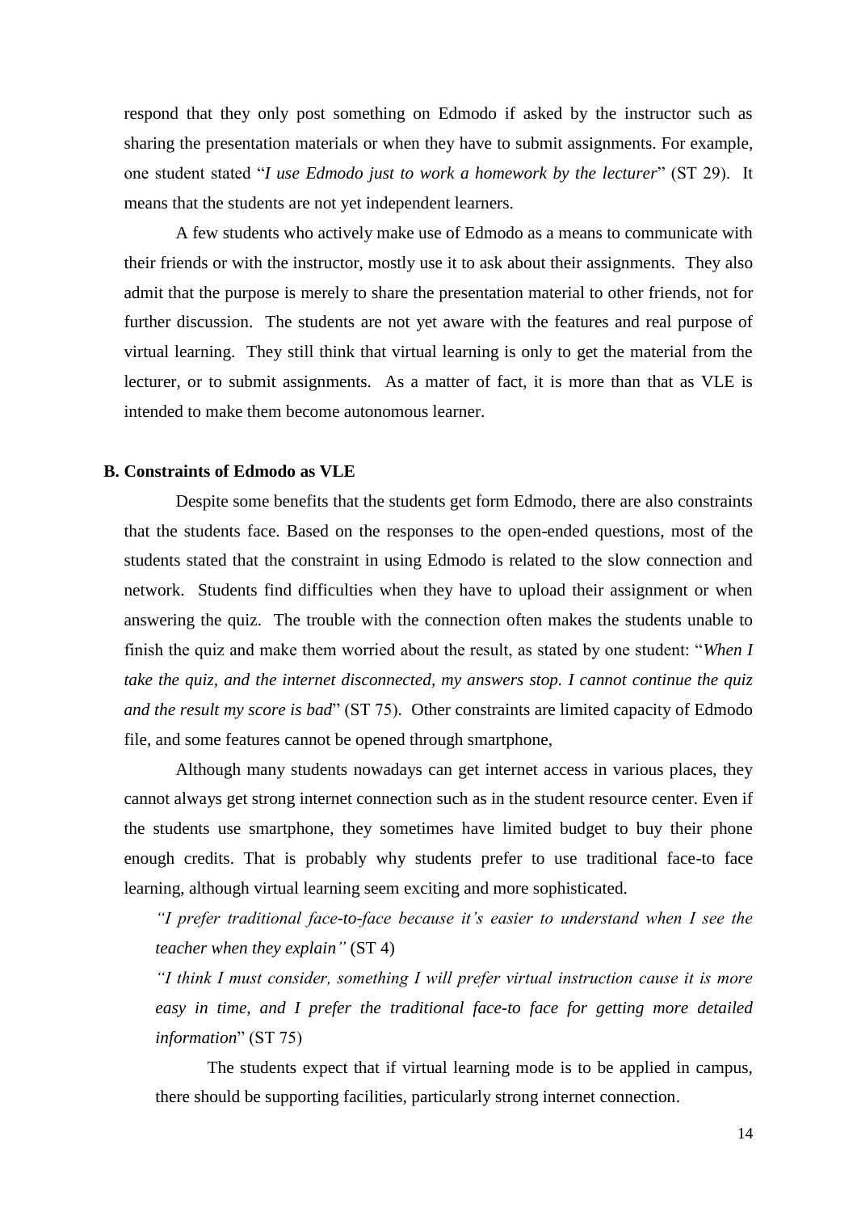respond that they only post something on Edmodo if asked by the instructor such as sharing the presentation materials or when they have to submit assignments. For example, one student stated "*I use Edmodo just to work a homework by the lecturer*" (ST 29). It means that the students are not yet independent learners.

A few students who actively make use of Edmodo as a means to communicate with their friends or with the instructor, mostly use it to ask about their assignments. They also admit that the purpose is merely to share the presentation material to other friends, not for further discussion. The students are not yet aware with the features and real purpose of virtual learning. They still think that virtual learning is only to get the material from the lecturer, or to submit assignments. As a matter of fact, it is more than that as VLE is intended to make them become autonomous learner.

**B. Constraints of Edmodo as VLE**

Despite some benefits that the students get form Edmodo, there are also constraints that the students face. Based on the responses to the open-ended questions, most of the students stated that the constraint in using Edmodo is related to the slow connection and network. Students find difficulties when they have to upload their assignment or when answering the quiz. The trouble with the connection often makes the students unable to finish the quiz and make them worried about the result, as stated by one student: "*When I take the quiz, and the internet disconnected, my answers stop. I cannot continue the quiz and the result my score is bad*" (ST 75). Other constraints are limited capacity of Edmodo file, and some features cannot be opened through smartphone,

Although many students nowadays can get internet access in various places, they cannot always get strong internet connection such as in the student resource center. Even if the students use smartphone, they sometimes have limited budget to buy their phone enough credits. That is probably why students prefer to use traditional face-to face learning, although virtual learning seem exciting and more sophisticated.

> *"I prefer traditional face-to-face because it's easier to understand when I see the teacher when they explain"* (ST 4)
>
> *"I think I must consider, something I will prefer virtual instruction cause it is more easy in time, and I prefer the traditional face-to face for getting more detailed information*" (ST 75)

The students expect that if virtual learning mode is to be applied in campus, there should be supporting facilities, particularly strong internet connection.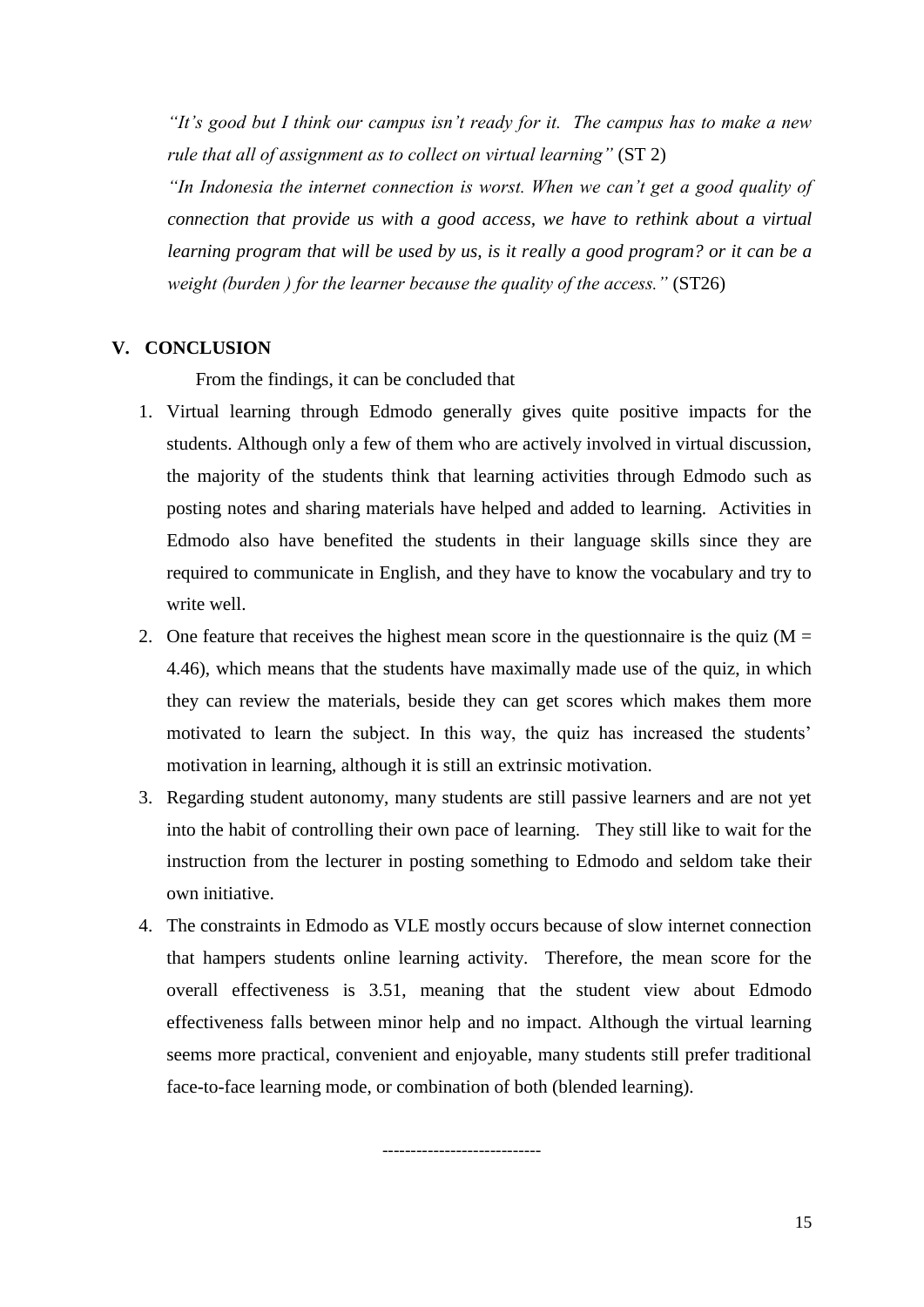*"It's good but I think our campus isn't ready for it. The campus has to make a new rule that all of assignment as to collect on virtual learning"* (ST 2)

*"In Indonesia the internet connection is worst. When we can't get a good quality of connection that provide us with a good access, we have to rethink about a virtual learning program that will be used by us, is it really a good program? or it can be a weight (burden ) for the learner because the quality of the access."* (ST26)

## V. CONCLUSION

From the findings, it can be concluded that

1. Virtual learning through Edmodo generally gives quite positive impacts for the students. Although only a few of them who are actively involved in virtual discussion, the majority of the students think that learning activities through Edmodo such as posting notes and sharing materials have helped and added to learning. Activities in Edmodo also have benefited the students in their language skills since they are required to communicate in English, and they have to know the vocabulary and try to write well.
2. One feature that receives the highest mean score in the questionnaire is the quiz ($M = 4.46$), which means that the students have maximally made use of the quiz, in which they can review the materials, beside they can get scores which makes them more motivated to learn the subject. In this way, the quiz has increased the students' motivation in learning, although it is still an extrinsic motivation.
3. Regarding student autonomy, many students are still passive learners and are not yet into the habit of controlling their own pace of learning. They still like to wait for the instruction from the lecturer in posting something to Edmodo and seldom take their own initiative.
4. The constraints in Edmodo as VLE mostly occurs because of slow internet connection that hampers students online learning activity. Therefore, the mean score for the overall effectiveness is 3.51, meaning that the student view about Edmodo effectiveness falls between minor help and no impact. Although the virtual learning seems more practical, convenient and enjoyable, many students still prefer traditional face-to-face learning mode, or combination of both (blended learning).

----------------------------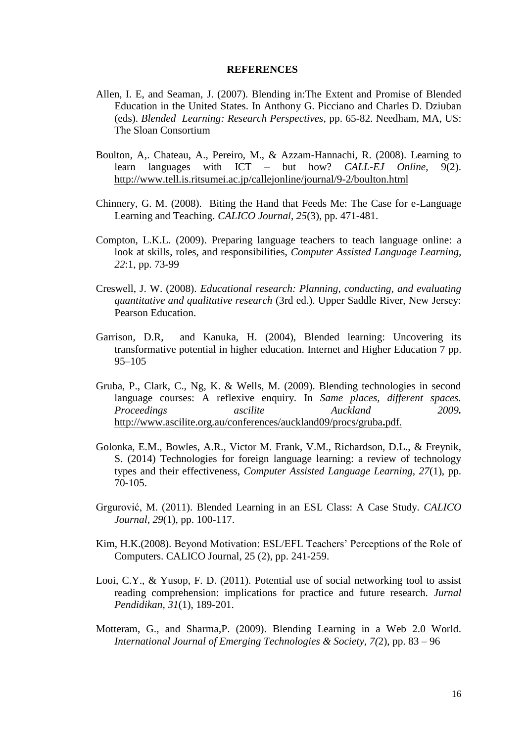## REFERENCES

Allen, I. E, and Seaman, J. (2007). Blending in:The Extent and Promise of Blended Education in the United States. In Anthony G. Picciano and Charles D. Dziuban (eds). *Blended Learning: Research Perspectives*, pp. 65-82. Needham, MA, US: The Sloan Consortium

Boulton, A,. Chateau, A., Pereiro, M., & Azzam-Hannachi, R. (2008). Learning to learn languages with ICT – but how? *CALL-EJ Online*, 9(2). http://www.tell.is.ritsumei.ac.jp/callejonline/journal/9-2/boulton.html

Chinnery, G. M. (2008). Biting the Hand that Feeds Me: The Case for e-Language Learning and Teaching. *CALICO Journal*, *25*(3), pp. 471-481.

Compton, L.K.L. (2009). Preparing language teachers to teach language online: a look at skills, roles, and responsibilities, *Computer Assisted Language Learning*, *22*:1, pp. 73-99

Creswell, J. W. (2008). *Educational research: Planning, conducting, and evaluating quantitative and qualitative research* (3rd ed.). Upper Saddle River, New Jersey: Pearson Education.

Garrison, D.R, and Kanuka, H. (2004), Blended learning: Uncovering its transformative potential in higher education. Internet and Higher Education 7 pp. 95–105

Gruba, P., Clark, C., Ng, K. & Wells, M. (2009). Blending technologies in second language courses: A reflexive enquiry. In *Same places, different spaces. Proceedings ascilite Auckland 2009.* http://www.ascilite.org.au/conferences/auckland09/procs/gruba.pdf.

Golonka, E.M., Bowles, A.R., Victor M. Frank, V.M., Richardson, D.L., & Freynik, S. (2014) Technologies for foreign language learning: a review of technology types and their effectiveness, *Computer Assisted Language Learning*, *27*(1), pp. 70-105.

Grgurović, M. (2011). Blended Learning in an ESL Class: A Case Study. *CALICO Journal*, *29*(1), pp. 100-117.

Kim, H.K.(2008). Beyond Motivation: ESL/EFL Teachers' Perceptions of the Role of Computers. CALICO Journal, 25 (2), pp. 241-259.

Looi, C.Y., & Yusop, F. D. (2011). Potential use of social networking tool to assist reading comprehension: implications for practice and future research. *Jurnal Pendidikan*, *31*(1), 189-201.

Motteram, G., and Sharma,P. (2009). Blending Learning in a Web 2.0 World. *International Journal of Emerging Technologies & Society*, *7(*2), pp. 83 – 96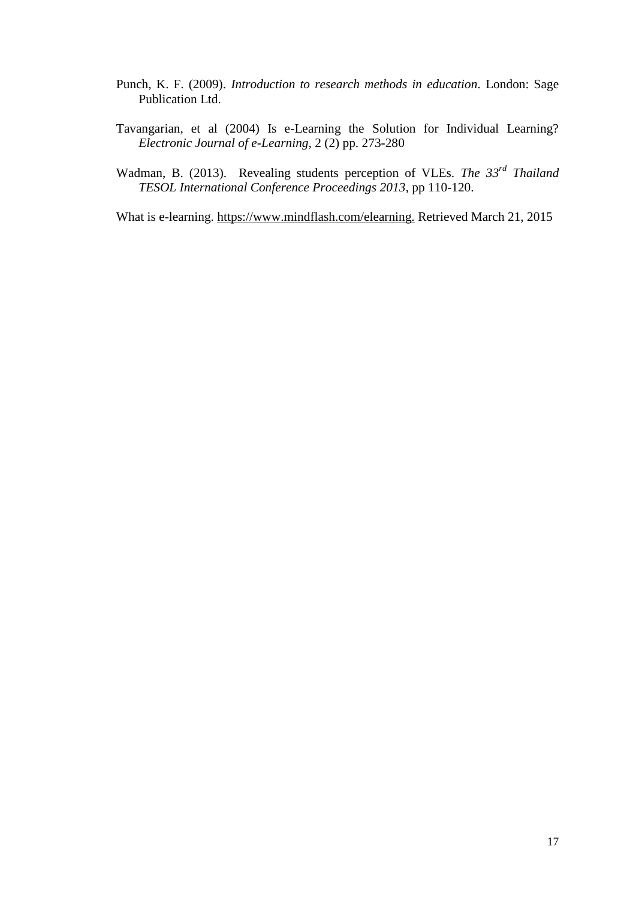Punch, K. F. (2009). *Introduction to research methods in education*. London: Sage Publication Ltd.

Tavangarian, et al (2004) Is e-Learning the Solution for Individual Learning? *Electronic Journal of e-Learning*, 2 (2) pp. 273-280

Wadman, B. (2013). Revealing students perception of VLEs. *The 33rd Thailand TESOL International Conference Proceedings 2013*, pp 110-120.

What is e-learning. https://www.mindflash.com/elearning. Retrieved March 21, 2015